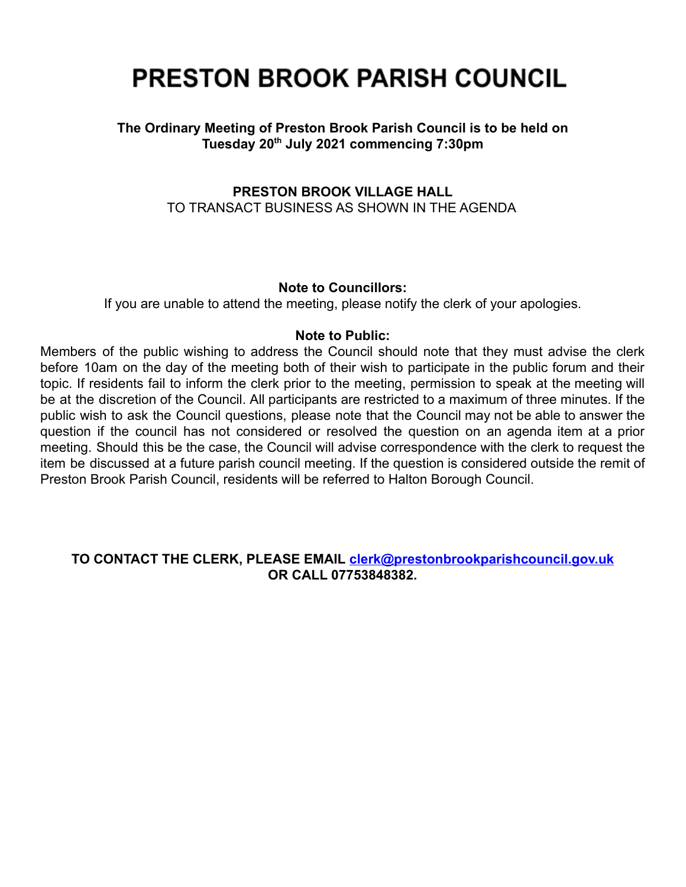# PRESTON BROOK PARISH COUNCIL

**The Ordinary Meeting of Preston Brook Parish Council is to be held on Tuesday 20th July 2021 commencing 7:30pm**

**PRESTON BROOK VILLAGE HALL**
TO TRANSACT BUSINESS AS SHOWN IN THE AGENDA

**Note to Councillors:**
If you are unable to attend the meeting, please notify the clerk of your apologies.

**Note to Public:**
Members of the public wishing to address the Council should note that they must advise the clerk before 10am on the day of the meeting both of their wish to participate in the public forum and their topic. If residents fail to inform the clerk prior to the meeting, permission to speak at the meeting will be at the discretion of the Council. All participants are restricted to a maximum of three minutes. If the public wish to ask the Council questions, please note that the Council may not be able to answer the question if the council has not considered or resolved the question on an agenda item at a prior meeting. Should this be the case, the Council will advise correspondence with the clerk to request the item be discussed at a future parish council meeting. If the question is considered outside the remit of Preston Brook Parish Council, residents will be referred to Halton Borough Council.

**TO CONTACT THE CLERK, PLEASE EMAIL [clerk@prestonbrookparishcouncil.gov.uk](mailto:clerk@prestonbrookparishcouncil.gov.uk) OR CALL 07753848382.**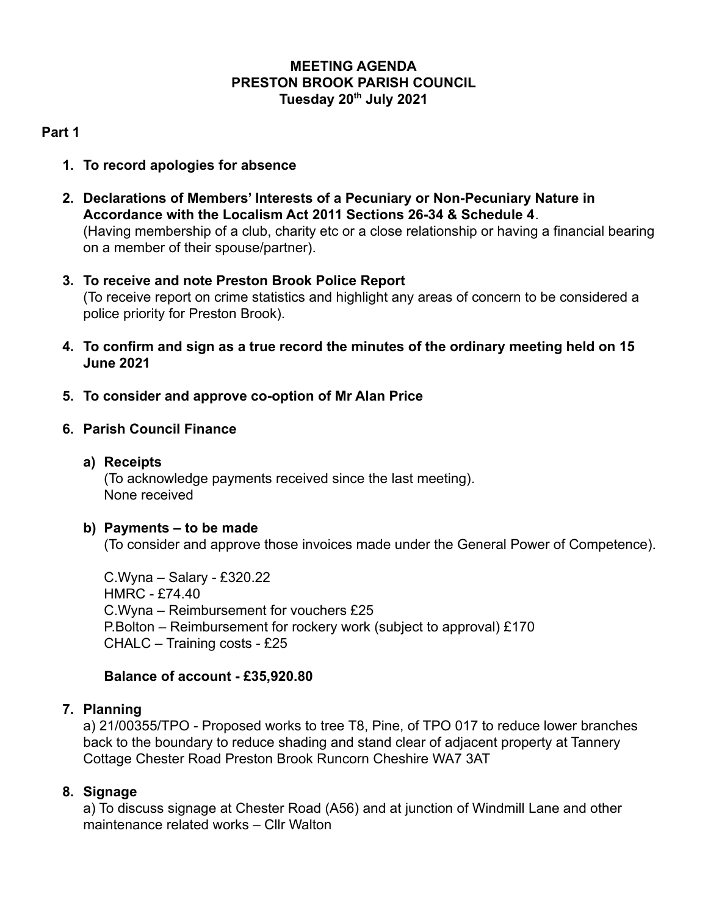**MEETING AGENDA**
**PRESTON BROOK PARISH COUNCIL**
**Tuesday 20th July 2021**

**Part 1**

1. **To record apologies for absence**

2. **Declarations of Members' Interests of a Pecuniary or Non-Pecuniary Nature in Accordance with the Localism Act 2011 Sections 26-34 & Schedule 4**.
   (Having membership of a club, charity etc or a close relationship or having a financial bearing on a member of their spouse/partner).

3. **To receive and note Preston Brook Police Report**
   (To receive report on crime statistics and highlight any areas of concern to be considered a police priority for Preston Brook).

4. **To confirm and sign as a true record the minutes of the ordinary meeting held on 15 June 2021**

5. **To consider and approve co-option of Mr Alan Price**

6. **Parish Council Finance**

   **a) Receipts**
   (To acknowledge payments received since the last meeting).
   None received

   **b) Payments – to be made**
   (To consider and approve those invoices made under the General Power of Competence).

   C.Wyna – Salary - £320.22
   HMRC - £74.40
   C.Wyna – Reimbursement for vouchers £25
   P.Bolton – Reimbursement for rockery work (subject to approval) £170
   CHALC – Training costs - £25

   **Balance of account - £35,920.80**

7. **Planning**
   a) 21/00355/TPO - Proposed works to tree T8, Pine, of TPO 017 to reduce lower branches back to the boundary to reduce shading and stand clear of adjacent property at Tannery Cottage Chester Road Preston Brook Runcorn Cheshire WA7 3AT

8. **Signage**
   a) To discuss signage at Chester Road (A56) and at junction of Windmill Lane and other maintenance related works – Cllr Walton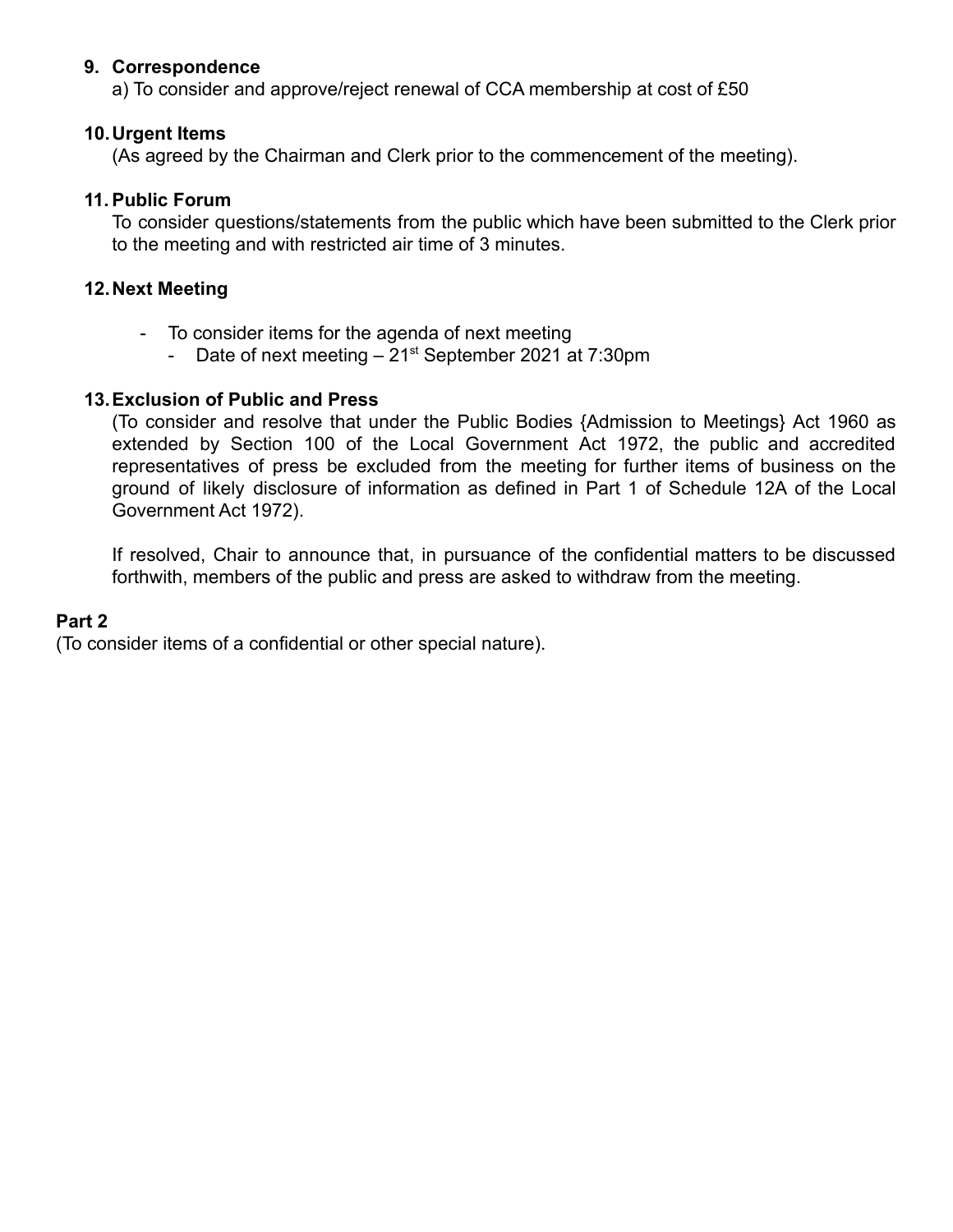9. **Correspondence**

   a) To consider and approve/reject renewal of CCA membership at cost of £50

10. **Urgent Items**

    (As agreed by the Chairman and Clerk prior to the commencement of the meeting).

11. **Public Forum**

    To consider questions/statements from the public which have been submitted to the Clerk prior to the meeting and with restricted air time of 3 minutes.

12. **Next Meeting**

    - To consider items for the agenda of next meeting
        - Date of next meeting – 21st September 2021 at 7:30pm

13. **Exclusion of Public and Press**

    (To consider and resolve that under the Public Bodies {Admission to Meetings} Act 1960 as extended by Section 100 of the Local Government Act 1972, the public and accredited representatives of press be excluded from the meeting for further items of business on the ground of likely disclosure of information as defined in Part 1 of Schedule 12A of the Local Government Act 1972).

    If resolved, Chair to announce that, in pursuance of the confidential matters to be discussed forthwith, members of the public and press are asked to withdraw from the meeting.

**Part 2**

(To consider items of a confidential or other special nature).